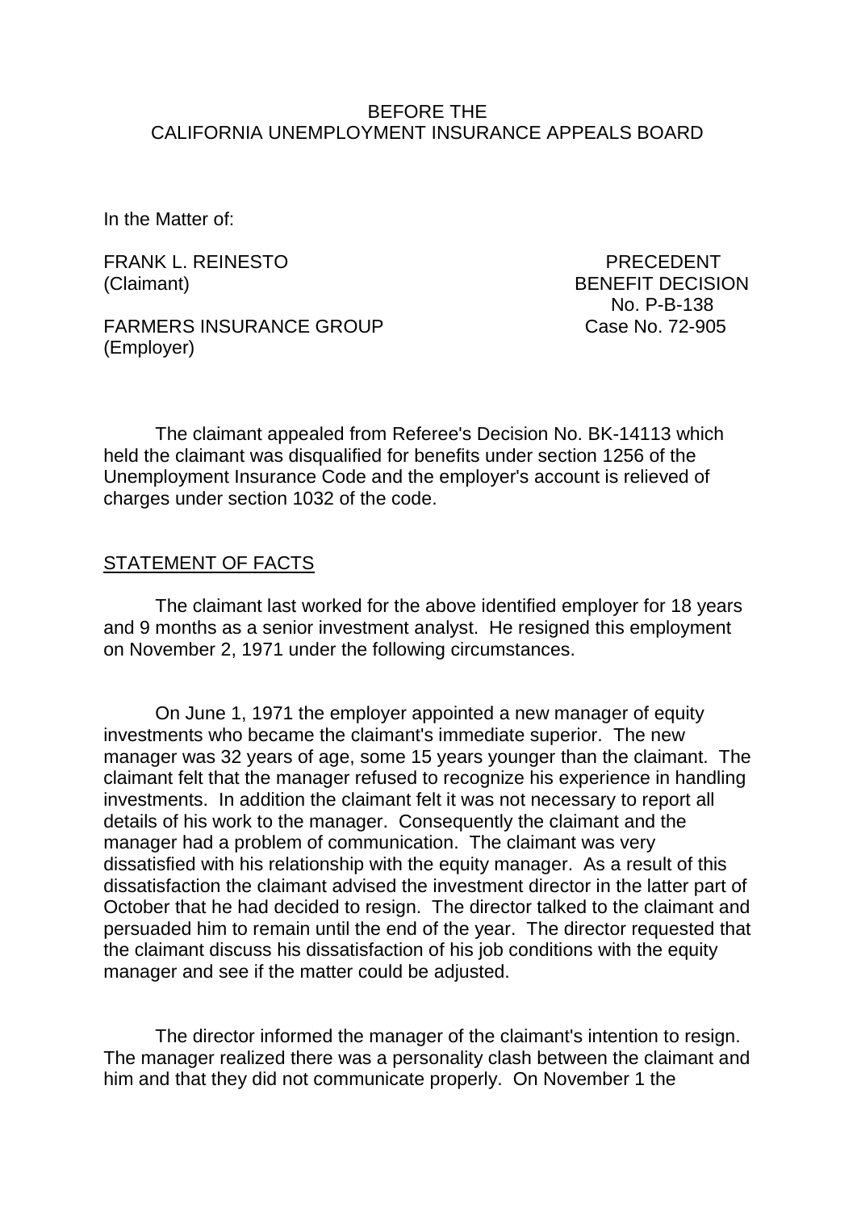BEFORE THE
CALIFORNIA UNEMPLOYMENT INSURANCE APPEALS BOARD

In the Matter of:

FRANK L. REINESTO
(Claimant)

FARMERS INSURANCE GROUP
(Employer)

PRECEDENT
BENEFIT DECISION
No. P-B-138
Case No. 72-905

The claimant appealed from Referee's Decision No. BK-14113 which held the claimant was disqualified for benefits under section 1256 of the Unemployment Insurance Code and the employer's account is relieved of charges under section 1032 of the code.

## STATEMENT OF FACTS

The claimant last worked for the above identified employer for 18 years and 9 months as a senior investment analyst. He resigned this employment on November 2, 1971 under the following circumstances.

On June 1, 1971 the employer appointed a new manager of equity investments who became the claimant's immediate superior. The new manager was 32 years of age, some 15 years younger than the claimant. The claimant felt that the manager refused to recognize his experience in handling investments. In addition the claimant felt it was not necessary to report all details of his work to the manager. Consequently the claimant and the manager had a problem of communication. The claimant was very dissatisfied with his relationship with the equity manager. As a result of this dissatisfaction the claimant advised the investment director in the latter part of October that he had decided to resign. The director talked to the claimant and persuaded him to remain until the end of the year. The director requested that the claimant discuss his dissatisfaction of his job conditions with the equity manager and see if the matter could be adjusted.

The director informed the manager of the claimant's intention to resign. The manager realized there was a personality clash between the claimant and him and that they did not communicate properly. On November 1 the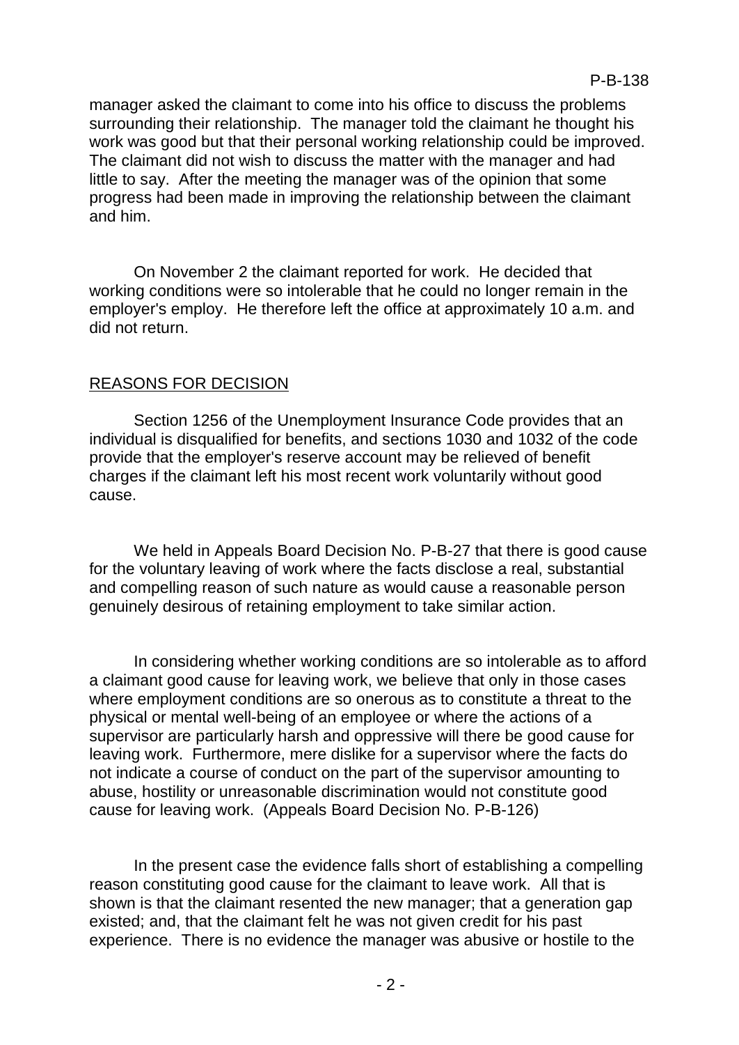manager asked the claimant to come into his office to discuss the problems surrounding their relationship. The manager told the claimant he thought his work was good but that their personal working relationship could be improved. The claimant did not wish to discuss the matter with the manager and had little to say. After the meeting the manager was of the opinion that some progress had been made in improving the relationship between the claimant and him.

On November 2 the claimant reported for work. He decided that working conditions were so intolerable that he could no longer remain in the employer's employ. He therefore left the office at approximately 10 a.m. and did not return.

## REASONS FOR DECISION

Section 1256 of the Unemployment Insurance Code provides that an individual is disqualified for benefits, and sections 1030 and 1032 of the code provide that the employer's reserve account may be relieved of benefit charges if the claimant left his most recent work voluntarily without good cause.

We held in Appeals Board Decision No. P-B-27 that there is good cause for the voluntary leaving of work where the facts disclose a real, substantial and compelling reason of such nature as would cause a reasonable person genuinely desirous of retaining employment to take similar action.

In considering whether working conditions are so intolerable as to afford a claimant good cause for leaving work, we believe that only in those cases where employment conditions are so onerous as to constitute a threat to the physical or mental well-being of an employee or where the actions of a supervisor are particularly harsh and oppressive will there be good cause for leaving work. Furthermore, mere dislike for a supervisor where the facts do not indicate a course of conduct on the part of the supervisor amounting to abuse, hostility or unreasonable discrimination would not constitute good cause for leaving work. (Appeals Board Decision No. P-B-126)

In the present case the evidence falls short of establishing a compelling reason constituting good cause for the claimant to leave work. All that is shown is that the claimant resented the new manager; that a generation gap existed; and, that the claimant felt he was not given credit for his past experience. There is no evidence the manager was abusive or hostile to the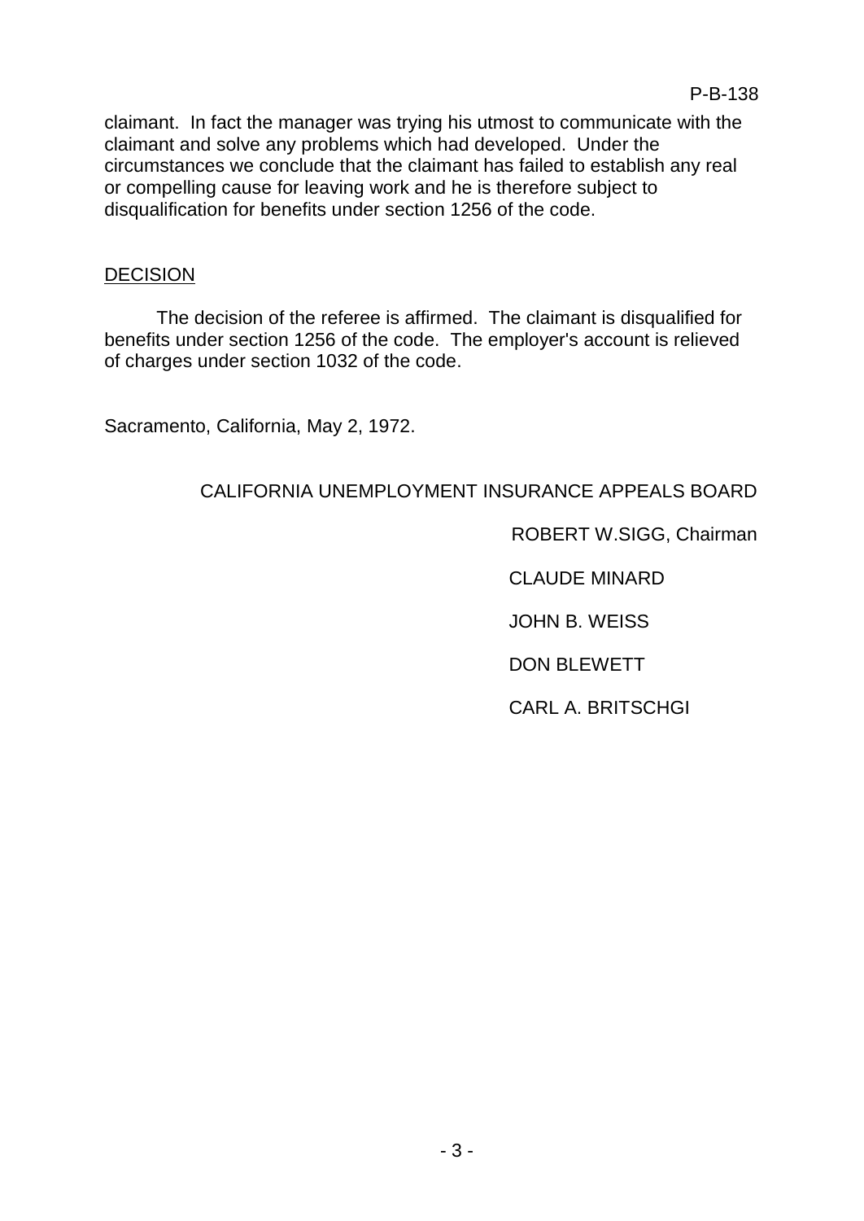claimant. In fact the manager was trying his utmost to communicate with the claimant and solve any problems which had developed. Under the circumstances we conclude that the claimant has failed to establish any real or compelling cause for leaving work and he is therefore subject to disqualification for benefits under section 1256 of the code.

## DECISION

The decision of the referee is affirmed. The claimant is disqualified for benefits under section 1256 of the code. The employer's account is relieved of charges under section 1032 of the code.

Sacramento, California, May 2, 1972.

CALIFORNIA UNEMPLOYMENT INSURANCE APPEALS BOARD

ROBERT W.SIGG, Chairman

CLAUDE MINARD

JOHN B. WEISS

DON BLEWETT

CARL A. BRITSCHGI